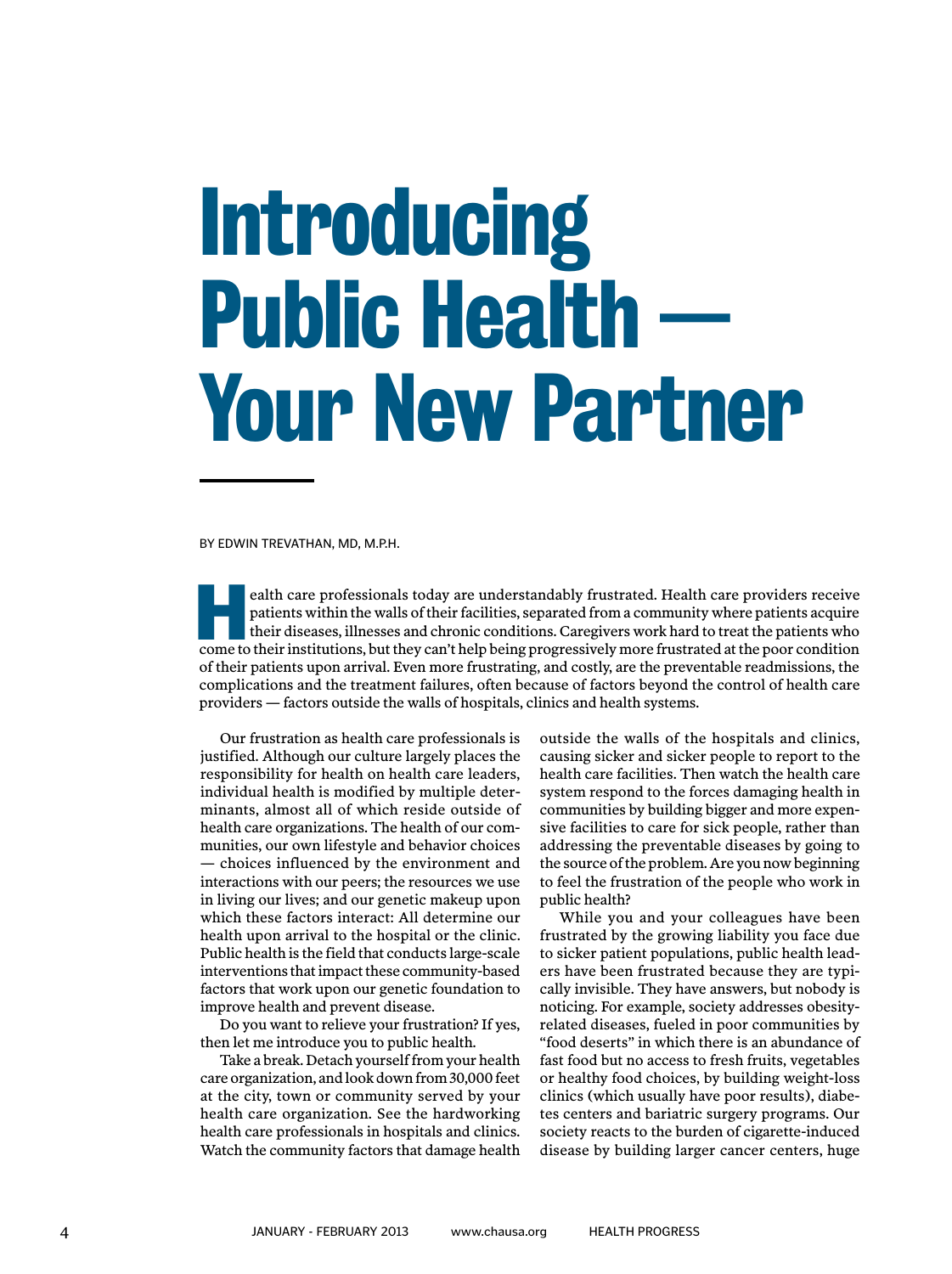# Introducing Public Health — Your New Partner

BY EDWIN TREVATHAN, MD, M.P.H.

Health care professionals today are understandably frustrated. Health care providers receive patients within the walls of their facilities, separated from a community where patients acquire their diseases, illnesses and chronic conditions. Caregivers work hard to treat the patients who come to their institutions, but they can't help being progressively more frustrated at the poor condition of their patients upon arrival. Even more frustrating, and costly, are the preventable readmissions, the complications and the treatment failures, often because of factors beyond the control of health care providers — factors outside the walls of hospitals, clinics and health systems.

Our frustration as health care professionals is justified. Although our culture largely places the responsibility for health on health care leaders, individual health is modified by multiple determinants, almost all of which reside outside of health care organizations. The health of our communities, our own lifestyle and behavior choices — choices influenced by the environment and interactions with our peers; the resources we use in living our lives; and our genetic makeup upon which these factors interact: All determine our health upon arrival to the hospital or the clinic. Public health is the field that conducts large-scale interventions that impact these community-based factors that work upon our genetic foundation to improve health and prevent disease.

Do you want to relieve your frustration? If yes, then let me introduce you to public health.

Take a break. Detach yourself from your health care organization, and look down from 30,000 feet at the city, town or community served by your health care organization. See the hardworking health care professionals in hospitals and clinics. Watch the community factors that damage health outside the walls of the hospitals and clinics, causing sicker and sicker people to report to the health care facilities. Then watch the health care system respond to the forces damaging health in communities by building bigger and more expensive facilities to care for sick people, rather than addressing the preventable diseases by going to the source of the problem. Are you now beginning to feel the frustration of the people who work in public health?

While you and your colleagues have been frustrated by the growing liability you face due to sicker patient populations, public health leaders have been frustrated because they are typically invisible. They have answers, but nobody is noticing. For example, society addresses obesity-related diseases, fueled in poor communities by "food deserts" in which there is an abundance of fast food but no access to fresh fruits, vegetables or healthy food choices, by building weight-loss clinics (which usually have poor results), diabetes centers and bariatric surgery programs. Our society reacts to the burden of cigarette-induced disease by building larger cancer centers, huge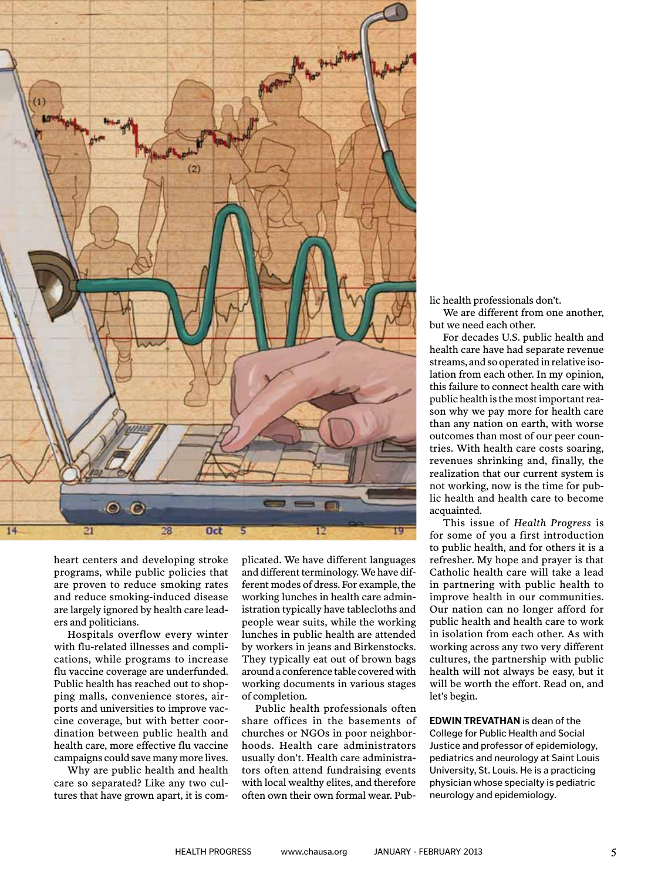heart centers and developing stroke programs, while public policies that are proven to reduce smoking rates and reduce smoking-induced disease are largely ignored by health care leaders and politicians.

Hospitals overflow every winter with flu-related illnesses and complications, while programs to increase flu vaccine coverage are underfunded. Public health has reached out to shopping malls, convenience stores, airports and universities to improve vaccine coverage, but with better coordination between public health and health care, more effective flu vaccine campaigns could save many more lives.

Why are public health and health care so separated? Like any two cultures that have grown apart, it is complicated. We have different languages and different terminology. We have different modes of dress. For example, the working lunches in health care administration typically have tablecloths and people wear suits, while the working lunches in public health are attended by workers in jeans and Birkenstocks. They typically eat out of brown bags around a conference table covered with working documents in various stages of completion.

Public health professionals often share offices in the basements of churches or NGOs in poor neighborhoods. Health care administrators usually don't. Health care administrators often attend fundraising events with local wealthy elites, and therefore often own their own formal wear. Public health professionals don't.

We are different from one another, but we need each other.

For decades U.S. public health and health care have had separate revenue streams, and so operated in relative isolation from each other. In my opinion, this failure to connect health care with public health is the most important reason why we pay more for health care than any nation on earth, with worse outcomes than most of our peer countries. With health care costs soaring, revenues shrinking and, finally, the realization that our current system is not working, now is the time for public health and health care to become acquainted.

This issue of *Health Progress* is for some of you a first introduction to public health, and for others it is a refresher. My hope and prayer is that Catholic health care will take a lead in partnering with public health to improve health in our communities. Our nation can no longer afford for public health and health care to work in isolation from each other. As with working across any two very different cultures, the partnership with public health will not always be easy, but it will be worth the effort. Read on, and let's begin.

**EDWIN TREVATHAN** is dean of the College for Public Health and Social Justice and professor of epidemiology, pediatrics and neurology at Saint Louis University, St. Louis. He is a practicing physician whose specialty is pediatric neurology and epidemiology.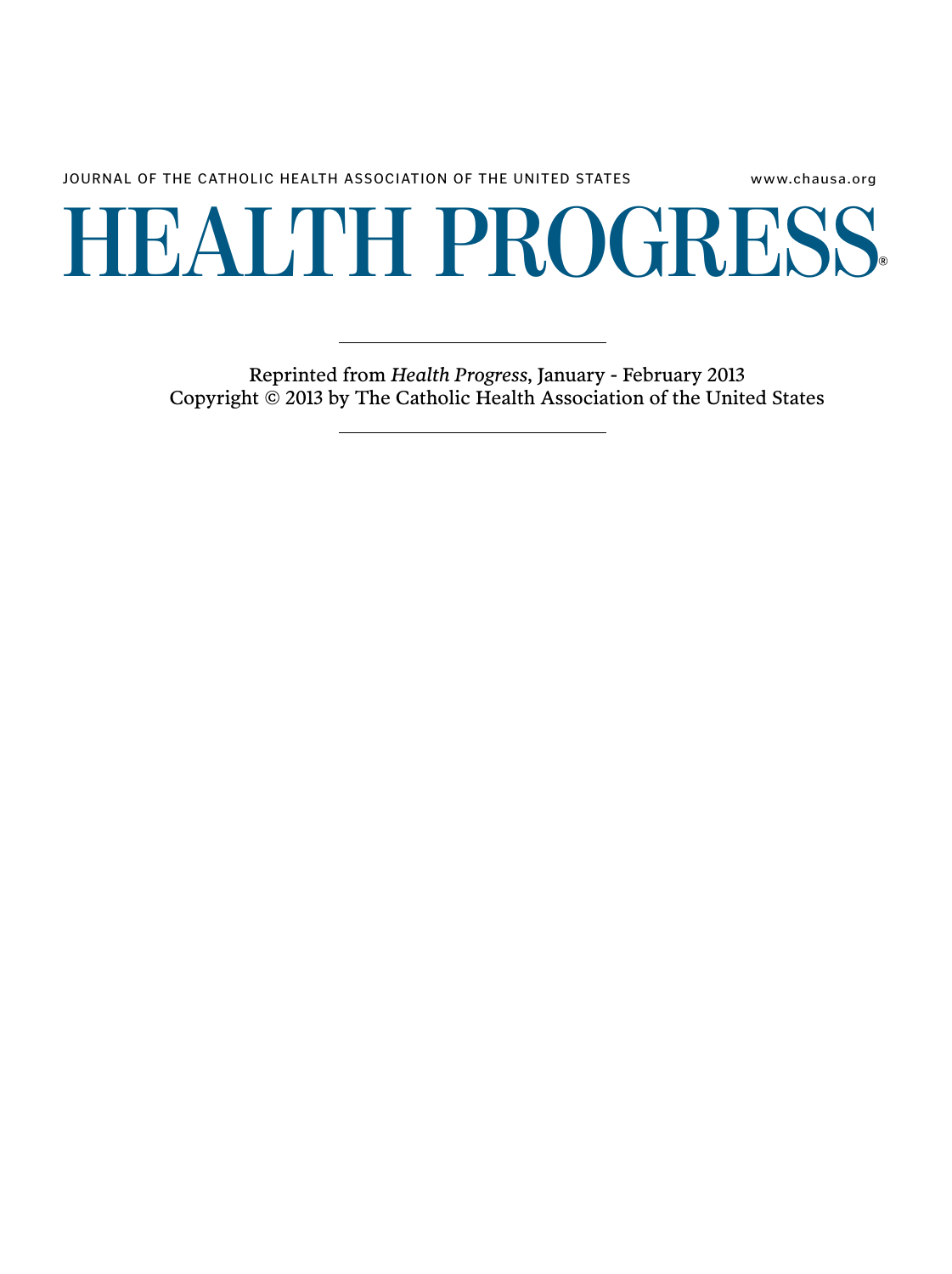JOURNAL OF THE CATHOLIC HEALTH ASSOCIATION OF THE UNITED STATES www.chausa.org

# HEALTH PROGRESS®

Reprinted from *Health Progress*, January - February 2013
Copyright © 2013 by The Catholic Health Association of the United States